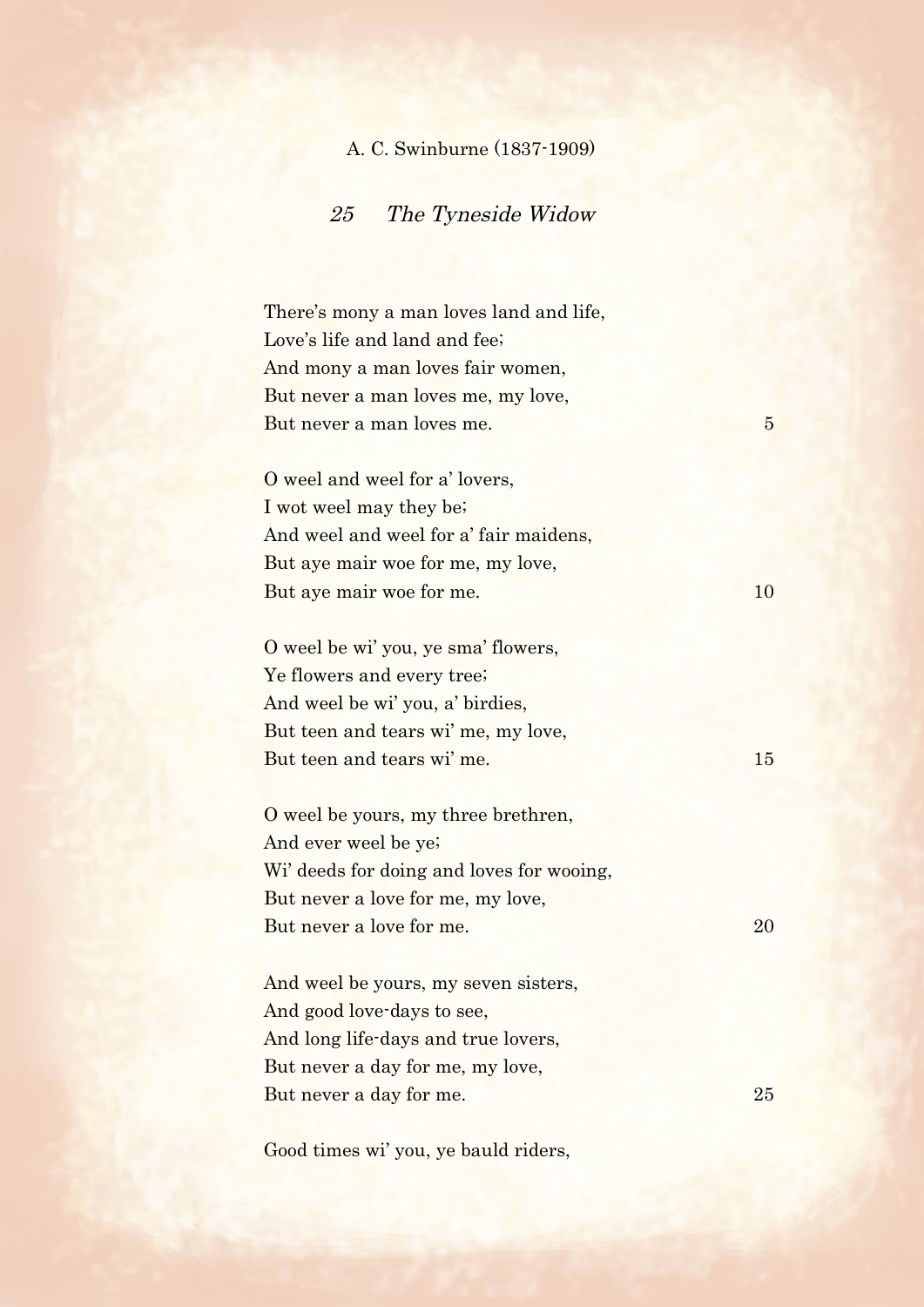A. C. Swinburne (1837-1909)

## *25 The Tyneside Widow*

There's mony a man loves land and life,  
Love's life and land and fee;  
And mony a man loves fair women,  
But never a man loves me, my love,  
But never a man loves me. 5

O weel and weel for a' lovers,  
I wot weel may they be;  
And weel and weel for a' fair maidens,  
But aye mair woe for me, my love,  
But aye mair woe for me. 10

O weel be wi' you, ye sma' flowers,  
Ye flowers and every tree;  
And weel be wi' you, a' birdies,  
But teen and tears wi' me, my love,  
But teen and tears wi' me. 15

O weel be yours, my three brethren,  
And ever weel be ye;  
Wi' deeds for doing and loves for wooing,  
But never a love for me, my love,  
But never a love for me. 20

And weel be yours, my seven sisters,  
And good love-days to see,  
And long life-days and true lovers,  
But never a day for me, my love,  
But never a day for me. 25

Good times wi' you, ye bauld riders,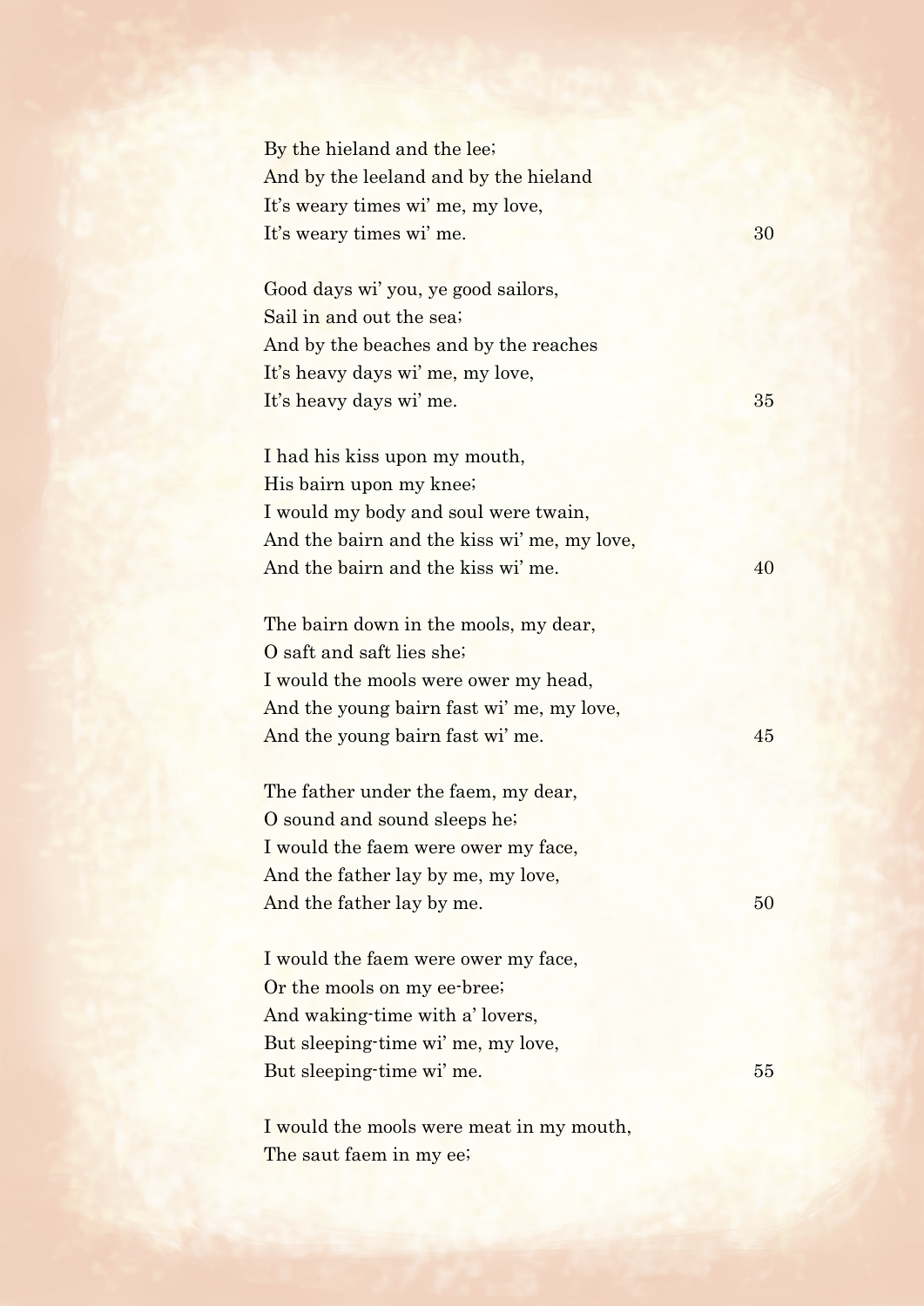By the hieland and the lee;  
And by the leeland and by the hieland  
It's weary times wi' me, my love,  
It's weary times wi' me. 30

Good days wi' you, ye good sailors,  
Sail in and out the sea;  
And by the beaches and by the reaches  
It's heavy days wi' me, my love,  
It's heavy days wi' me. 35

I had his kiss upon my mouth,  
His bairn upon my knee;  
I would my body and soul were twain,  
And the bairn and the kiss wi' me, my love,  
And the bairn and the kiss wi' me. 40

The bairn down in the mools, my dear,  
O saft and saft lies she;  
I would the mools were ower my head,  
And the young bairn fast wi' me, my love,  
And the young bairn fast wi' me. 45

The father under the faem, my dear,  
O sound and sound sleeps he;  
I would the faem were ower my face,  
And the father lay by me, my love,  
And the father lay by me. 50

I would the faem were ower my face,  
Or the mools on my ee-bree;  
And waking-time with a' lovers,  
But sleeping-time wi' me, my love,  
But sleeping-time wi' me. 55

I would the mools were meat in my mouth,  
The saut faem in my ee;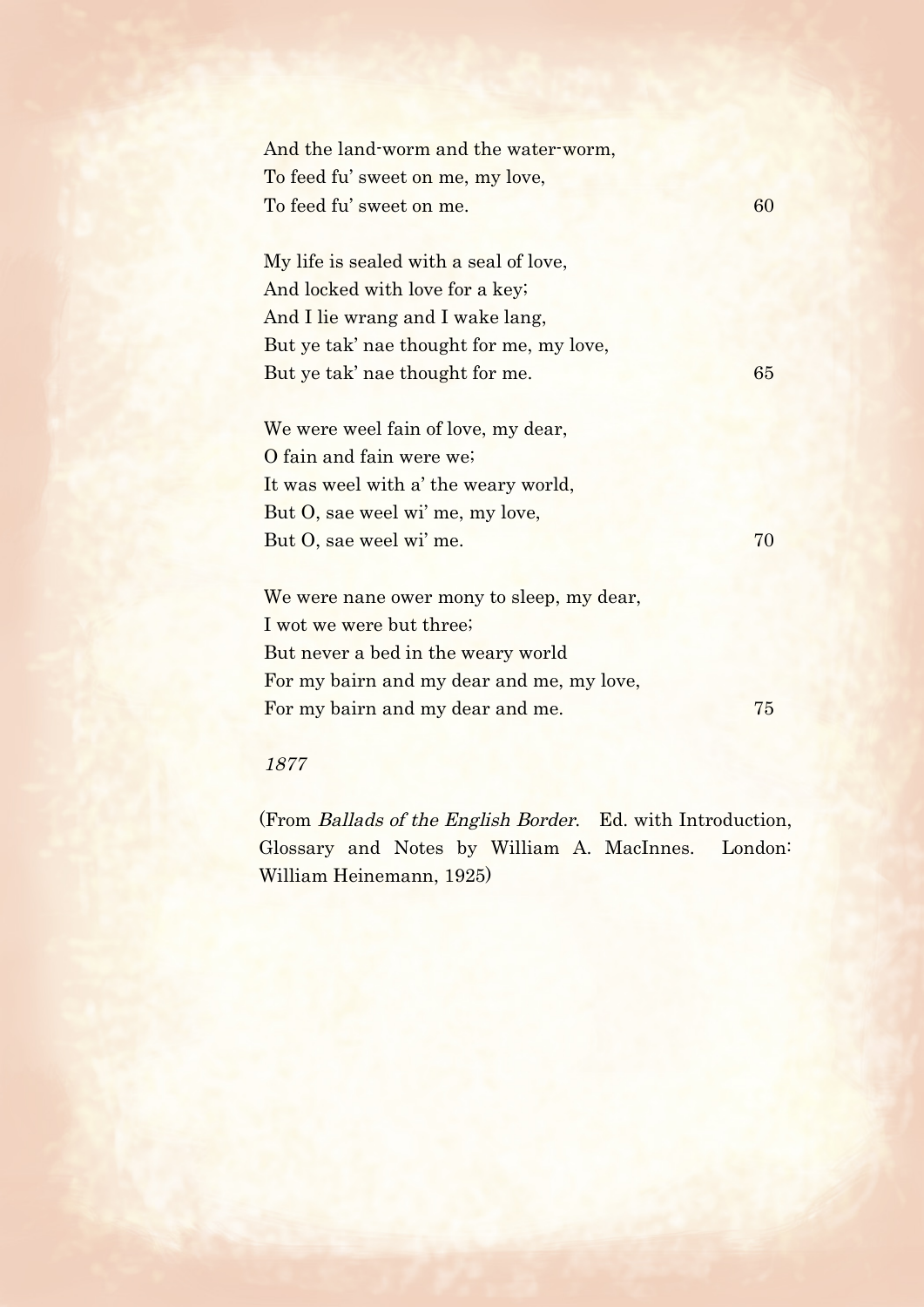And the land-worm and the water-worm,
To feed fu' sweet on me, my love,
To feed fu' sweet on me. 60

My life is sealed with a seal of love,
And locked with love for a key;
And I lie wrang and I wake lang,
But ye tak' nae thought for me, my love,
But ye tak' nae thought for me. 65

We were weel fain of love, my dear,
O fain and fain were we;
It was weel with a' the weary world,
But O, sae weel wi' me, my love,
But O, sae weel wi' me. 70

We were nane ower mony to sleep, my dear,
I wot we were but three;
But never a bed in the weary world
For my bairn and my dear and me, my love,
For my bairn and my dear and me. 75

*1877*

(From *Ballads of the English Border*. Ed. with Introduction, Glossary and Notes by William A. MacInnes. London: William Heinemann, 1925)